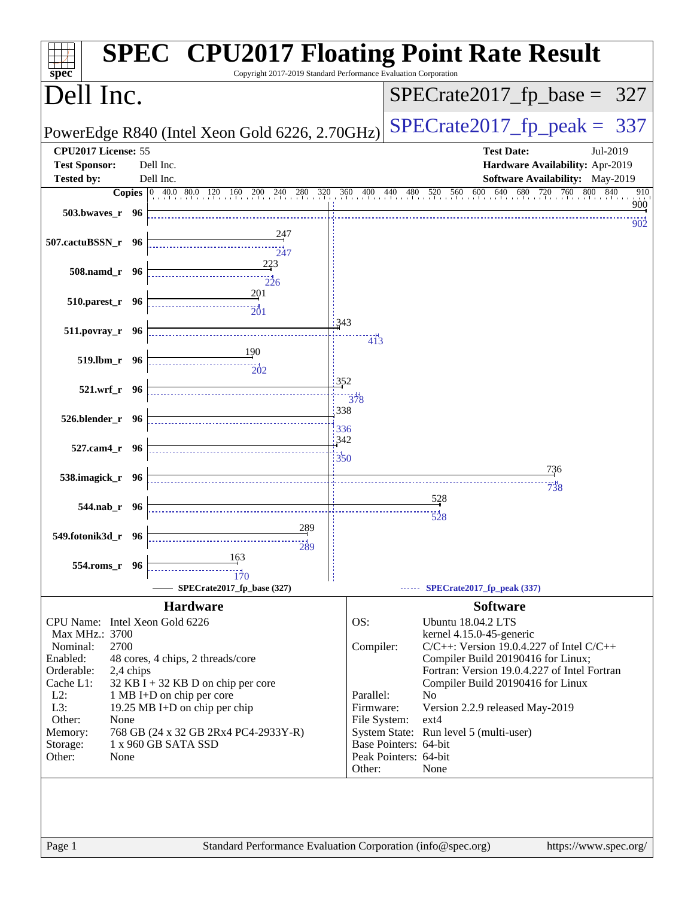# SPEC CPU2017 Floating Point Rate Result

Copyright 2017-2019 Standard Performance Evaluation Corporation

## Dell Inc.

PowerEdge R840 (Intel Xeon Gold 6226, 2.70GHz)

SPECrate2017_fp_base = 327

SPECrate2017_fp_peak = 337

| | | | |
|---|---|---|---|
| **CPU2017 License:** | 55 | **Test Date:** | Jul-2019 |
| **Test Sponsor:** | Dell Inc. | **Hardware Availability:** | Apr-2019 |
| **Tested by:** | Dell Inc. | **Software Availability:** | May-2019 |

| Benchmark | Copies | Base | Peak |
|---|---|---|---|
| 503.bwaves_r | 96 | 900 | 902 |
| 507.cactuBSSN_r | 96 | 247 | 247 |
| 508.namd_r | 96 | 223 | 226 |
| 510.parest_r | 96 | 201 | 201 |
| 511.povray_r | 96 | 343 | 413 |
| 519.lbm_r | 96 | 190 | 202 |
| 521.wrf_r | 96 | 352 | 378 |
| 526.blender_r | 96 | 338 | 336 |
| 527.cam4_r | 96 | 342 | 350 |
| 538.imagick_r | 96 | 736 | 738 |
| 544.nab_r | 96 | 528 | 528 |
| 549.fotonik3d_r | 96 | 289 | 289 |
| 554.roms_r | 96 | 163 | 170 |

SPECrate2017_fp_base (327) — SPECrate2017_fp_peak (337)

### Hardware

| | |
|---|---|
| CPU Name: | Intel Xeon Gold 6226 |
| Max MHz.: | 3700 |
| Nominal: | 2700 |
| Enabled: | 48 cores, 4 chips, 2 threads/core |
| Orderable: | 2,4 chips |
| Cache L1: | 32 KB I + 32 KB D on chip per core |
| L2: | 1 MB I+D on chip per core |
| L3: | 19.25 MB I+D on chip per chip |
| Other: | None |
| Memory: | 768 GB (24 x 32 GB 2Rx4 PC4-2933Y-R) |
| Storage: | 1 x 960 GB SATA SSD |
| Other: | None |

### Software

| | |
|---|---|
| OS: | Ubuntu 18.04.2 LTS kernel 4.15.0-45-generic |
| Compiler: | C/C++: Version 19.0.4.227 of Intel C/C++ Compiler Build 20190416 for Linux; Fortran: Version 19.0.4.227 of Intel Fortran Compiler Build 20190416 for Linux |
| Parallel: | No |
| Firmware: | Version 2.2.9 released May-2019 |
| File System: | ext4 |
| System State: | Run level 5 (multi-user) |
| Base Pointers: | 64-bit |
| Peak Pointers: | 64-bit |
| Other: | None |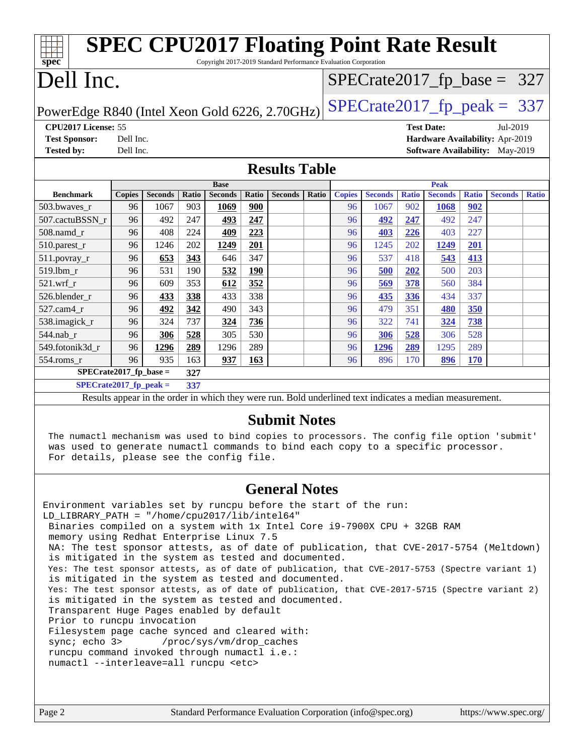# SPEC CPU2017 Floating Point Rate Result

Copyright 2017-2019 Standard Performance Evaluation Corporation

# Dell Inc.

PowerEdge R840 (Intel Xeon Gold 6226, 2.70GHz)

SPECrate2017_fp_base = 327

SPECrate2017_fp_peak = 337

**CPU2017 License:** 55
**Test Sponsor:** Dell Inc.
**Tested by:** Dell Inc.

**Test Date:** Jul-2019
**Hardware Availability:** Apr-2019
**Software Availability:** May-2019

## Results Table

| Benchmark | Base | | | | | | | Peak | | | | | | |
|---|---|---|---|---|---|---|---|---|---|---|---|---|---|---|
| | Copies | Seconds | Ratio | Seconds | Ratio | Seconds | Ratio | Copies | Seconds | Ratio | Seconds | Ratio | Seconds | Ratio |
| 503.bwaves_r | 96 | 1067 | 903 | **1069** | **900** | | | 96 | 1067 | 902 | **1068** | **902** | | |
| 507.cactuBSSN_r | 96 | 492 | 247 | **493** | **247** | | | 96 | **492** | **247** | 492 | 247 | | |
| 508.namd_r | 96 | 408 | 224 | **409** | **223** | | | 96 | **403** | **226** | 403 | 227 | | |
| 510.parest_r | 96 | 1246 | 202 | **1249** | **201** | | | 96 | 1245 | 202 | **1249** | **201** | | |
| 511.povray_r | 96 | **653** | **343** | 646 | 347 | | | 96 | 537 | 418 | **543** | **413** | | |
| 519.lbm_r | 96 | 531 | 190 | **532** | **190** | | | 96 | **500** | **202** | 500 | 203 | | |
| 521.wrf_r | 96 | 609 | 353 | **612** | **352** | | | 96 | **569** | **378** | 560 | 384 | | |
| 526.blender_r | 96 | **433** | **338** | 433 | 338 | | | 96 | **435** | **336** | 434 | 337 | | |
| 527.cam4_r | 96 | **492** | **342** | 490 | 343 | | | 96 | 479 | 351 | **480** | **350** | | |
| 538.imagick_r | 96 | 324 | 737 | **324** | **736** | | | 96 | 322 | 741 | **324** | **738** | | |
| 544.nab_r | 96 | **306** | **528** | 305 | 530 | | | 96 | **306** | **528** | 306 | 528 | | |
| 549.fotonik3d_r | 96 | **1296** | **289** | 1296 | 289 | | | 96 | **1296** | **289** | 1295 | 289 | | |
| 554.roms_r | 96 | 935 | 163 | **937** | **163** | | | 96 | 896 | 170 | **896** | **170** | | |

**SPECrate2017_fp_base = 327**

**SPECrate2017_fp_peak = 337**

Results appear in the order in which they were run. Bold underlined text indicates a median measurement.

## Submit Notes

```
The numactl mechanism was used to bind copies to processors. The config file option 'submit'
was used to generate numactl commands to bind each copy to a specific processor.
For details, please see the config file.
```

## General Notes

```
Environment variables set by runcpu before the start of the run:
LD_LIBRARY_PATH = "/home/cpu2017/lib/intel64"
 Binaries compiled on a system with 1x Intel Core i9-7900X CPU + 32GB RAM
 memory using Redhat Enterprise Linux 7.5
 NA: The test sponsor attests, as of date of publication, that CVE-2017-5754 (Meltdown)
 is mitigated in the system as tested and documented.
 Yes: The test sponsor attests, as of date of publication, that CVE-2017-5753 (Spectre variant 1)
 is mitigated in the system as tested and documented.
 Yes: The test sponsor attests, as of date of publication, that CVE-2017-5715 (Spectre variant 2)
 is mitigated in the system as tested and documented.
 Transparent Huge Pages enabled by default
 Prior to runcpu invocation
 Filesystem page cache synced and cleared with:
 sync; echo 3>       /proc/sys/vm/drop_caches
 runcpu command invoked through numactl i.e.:
 numactl --interleave=all runcpu <etc>
```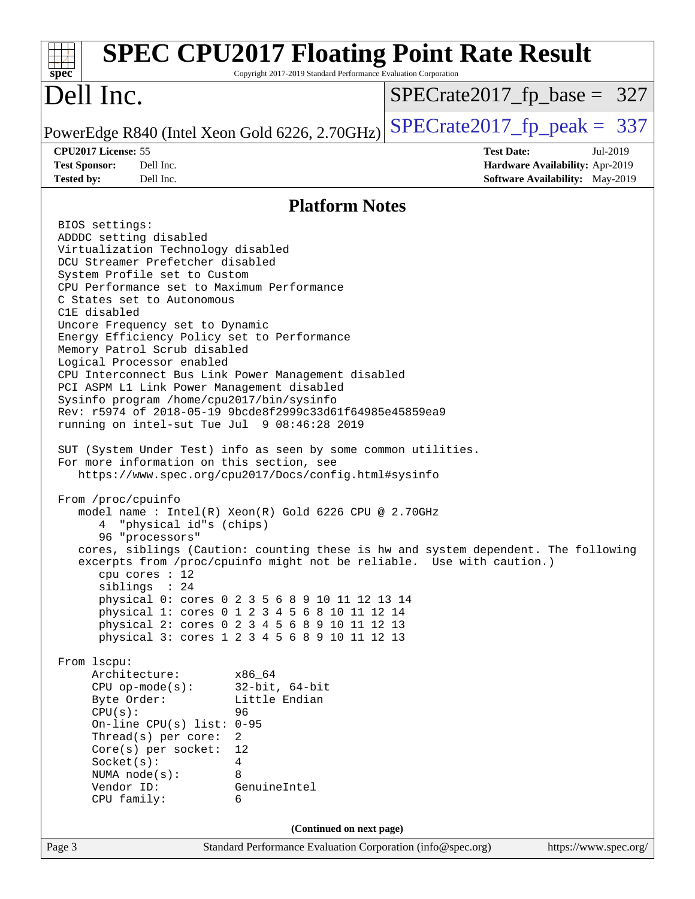## Platform Notes

```
BIOS settings:
ADDDC setting disabled
Virtualization Technology disabled
DCU Streamer Prefetcher disabled
System Profile set to Custom
CPU Performance set to Maximum Performance
C States set to Autonomous
C1E disabled
Uncore Frequency set to Dynamic
Energy Efficiency Policy set to Performance
Memory Patrol Scrub disabled
Logical Processor enabled
CPU Interconnect Bus Link Power Management disabled
PCI ASPM L1 Link Power Management disabled
Sysinfo program /home/cpu2017/bin/sysinfo
Rev: r5974 of 2018-05-19 9bcde8f2999c33d61f64985e45859ea9
running on intel-sut Tue Jul  9 08:46:28 2019

SUT (System Under Test) info as seen by some common utilities.
For more information on this section, see
   https://www.spec.org/cpu2017/Docs/config.html#sysinfo

From /proc/cpuinfo
   model name : Intel(R) Xeon(R) Gold 6226 CPU @ 2.70GHz
      4  "physical id"s (chips)
      96 "processors"
   cores, siblings (Caution: counting these is hw and system dependent. The following
   excerpts from /proc/cpuinfo might not be reliable.  Use with caution.)
      cpu cores : 12
      siblings  : 24
      physical 0: cores 0 2 3 5 6 8 9 10 11 12 13 14
      physical 1: cores 0 1 2 3 4 5 6 8 10 11 12 14
      physical 2: cores 0 2 3 4 5 6 8 9 10 11 12 13
      physical 3: cores 1 2 3 4 5 6 8 9 10 11 12 13

From lscpu:
     Architecture:        x86_64
     CPU op-mode(s):      32-bit, 64-bit
     Byte Order:          Little Endian
     CPU(s):              96
     On-line CPU(s) list: 0-95
     Thread(s) per core:  2
     Core(s) per socket:  12
     Socket(s):           4
     NUMA node(s):        8
     Vendor ID:           GenuineIntel
     CPU family:          6
```

(Continued on next page)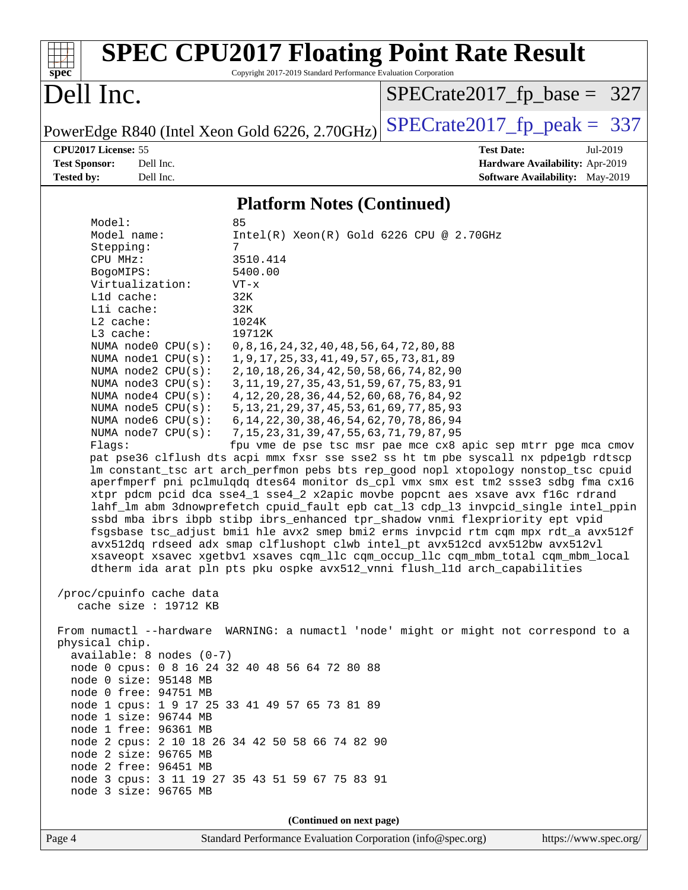## Platform Notes (Continued)

```
     Model:                 85
     Model name:            Intel(R) Xeon(R) Gold 6226 CPU @ 2.70GHz
     Stepping:              7
     CPU MHz:               3510.414
     BogoMIPS:              5400.00
     Virtualization:        VT-x
     L1d cache:             32K
     L1i cache:             32K
     L2 cache:              1024K
     L3 cache:              19712K
     NUMA node0 CPU(s):     0,8,16,24,32,40,48,56,64,72,80,88
     NUMA node1 CPU(s):     1,9,17,25,33,41,49,57,65,73,81,89
     NUMA node2 CPU(s):     2,10,18,26,34,42,50,58,66,74,82,90
     NUMA node3 CPU(s):     3,11,19,27,35,43,51,59,67,75,83,91
     NUMA node4 CPU(s):     4,12,20,28,36,44,52,60,68,76,84,92
     NUMA node5 CPU(s):     5,13,21,29,37,45,53,61,69,77,85,93
     NUMA node6 CPU(s):     6,14,22,30,38,46,54,62,70,78,86,94
     NUMA node7 CPU(s):     7,15,23,31,39,47,55,63,71,79,87,95
     Flags:                 fpu vme de pse tsc msr pae mce cx8 apic sep mtrr pge mca cmov
     pat pse36 clflush dts acpi mmx fxsr sse sse2 ss ht tm pbe syscall nx pdpe1gb rdtscp
     lm constant_tsc art arch_perfmon pebs bts rep_good nopl xtopology nonstop_tsc cpuid
     aperfmperf pni pclmulqdq dtes64 monitor ds_cpl vmx smx est tm2 ssse3 sdbg fma cx16
     xtpr pdcm pcid dca sse4_1 sse4_2 x2apic movbe popcnt aes xsave avx f16c rdrand
     lahf_lm abm 3dnowprefetch cpuid_fault epb cat_l3 cdp_l3 invpcid_single intel_ppin
     ssbd mba ibrs ibpb stibp ibrs_enhanced tpr_shadow vnmi flexpriority ept vpid
     fsgsbase tsc_adjust bmi1 hle avx2 smep bmi2 erms invpcid rtm cqm mpx rdt_a avx512f
     avx512dq rdseed adx smap clflushopt clwb intel_pt avx512cd avx512bw avx512vl
     xsaveopt xsavec xgetbv1 xsaves cqm_llc cqm_occup_llc cqm_mbm_total cqm_mbm_local
     dtherm ida arat pln pts pku ospke avx512_vnni flush_l1d arch_capabilities

 /proc/cpuinfo cache data
    cache size : 19712 KB

 From numactl --hardware  WARNING: a numactl 'node' might or might not correspond to a
 physical chip.
   available: 8 nodes (0-7)
   node 0 cpus: 0 8 16 24 32 40 48 56 64 72 80 88
   node 0 size: 95148 MB
   node 0 free: 94751 MB
   node 1 cpus: 1 9 17 25 33 41 49 57 65 73 81 89
   node 1 size: 96744 MB
   node 1 free: 96361 MB
   node 2 cpus: 2 10 18 26 34 42 50 58 66 74 82 90
   node 2 size: 96765 MB
   node 2 free: 96451 MB
   node 3 cpus: 3 11 19 27 35 43 51 59 67 75 83 91
   node 3 size: 96765 MB
```

(Continued on next page)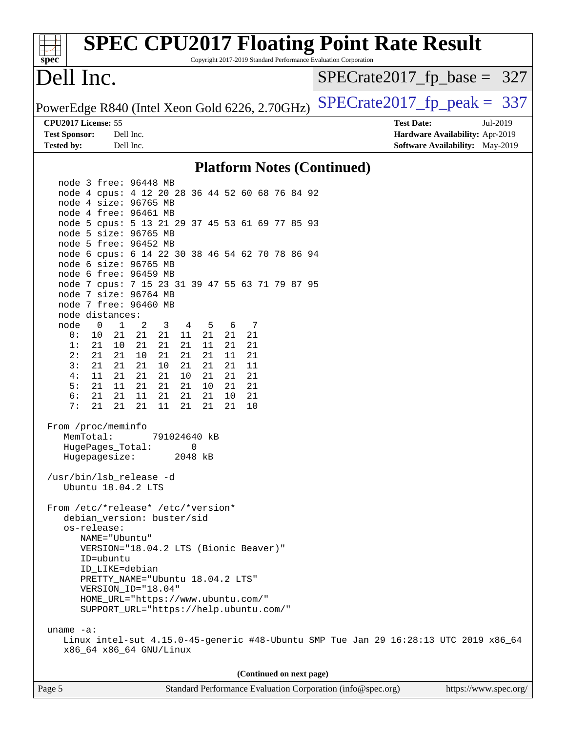## Platform Notes (Continued)

```
   node 3 free: 96448 MB
   node 4 cpus: 4 12 20 28 36 44 52 60 68 76 84 92
   node 4 size: 96765 MB
   node 4 free: 96461 MB
   node 5 cpus: 5 13 21 29 37 45 53 61 69 77 85 93
   node 5 size: 96765 MB
   node 5 free: 96452 MB
   node 6 cpus: 6 14 22 30 38 46 54 62 70 78 86 94
   node 6 size: 96765 MB
   node 6 free: 96459 MB
   node 7 cpus: 7 15 23 31 39 47 55 63 71 79 87 95
   node 7 size: 96764 MB
   node 7 free: 96460 MB
   node distances:
   node   0   1   2   3   4   5   6   7
     0:  10  21  21  21  11  21  21  21
     1:  21  10  21  21  21  11  21  21
     2:  21  21  10  21  21  21  11  21
     3:  21  21  21  10  21  21  21  11
     4:  11  21  21  21  10  21  21  21
     5:  21  11  21  21  21  10  21  21
     6:  21  21  11  21  21  21  10  21
     7:  21  21  21  11  21  21  21  10

 From /proc/meminfo
    MemTotal:       791024640 kB
    HugePages_Total:       0
    Hugepagesize:       2048 kB

 /usr/bin/lsb_release -d
    Ubuntu 18.04.2 LTS

 From /etc/*release* /etc/*version*
    debian_version: buster/sid
    os-release:
       NAME="Ubuntu"
       VERSION="18.04.2 LTS (Bionic Beaver)"
       ID=ubuntu
       ID_LIKE=debian
       PRETTY_NAME="Ubuntu 18.04.2 LTS"
       VERSION_ID="18.04"
       HOME_URL="https://www.ubuntu.com/"
       SUPPORT_URL="https://help.ubuntu.com/"

 uname -a:
    Linux intel-sut 4.15.0-45-generic #48-Ubuntu SMP Tue Jan 29 16:28:13 UTC 2019 x86_64
    x86_64 x86_64 GNU/Linux
```

(Continued on next page)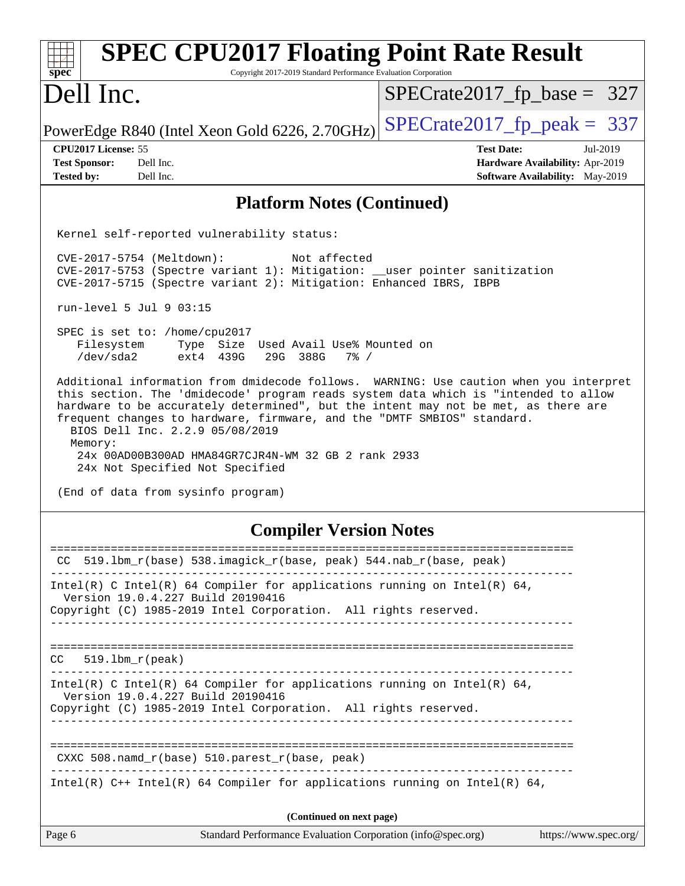# SPEC CPU2017 Floating Point Rate Result

Copyright 2017-2019 Standard Performance Evaluation Corporation

## Dell Inc.

PowerEdge R840 (Intel Xeon Gold 6226, 2.70GHz)

SPECrate2017_fp_base = 327

SPECrate2017_fp_peak = 337

**CPU2017 License:** 55
**Test Sponsor:** Dell Inc.
**Tested by:** Dell Inc.

**Test Date:** Jul-2019
**Hardware Availability:** Apr-2019
**Software Availability:** May-2019

## Platform Notes (Continued)

```
Kernel self-reported vulnerability status:

CVE-2017-5754 (Meltdown):          Not affected
CVE-2017-5753 (Spectre variant 1): Mitigation: __user pointer sanitization
CVE-2017-5715 (Spectre variant 2): Mitigation: Enhanced IBRS, IBPB

run-level 5 Jul 9 03:15

SPEC is set to: /home/cpu2017
   Filesystem     Type  Size  Used Avail Use% Mounted on
   /dev/sda2      ext4  439G   29G  388G   7% /

Additional information from dmidecode follows.  WARNING: Use caution when you interpret
this section. The 'dmidecode' program reads system data which is "intended to allow
hardware to be accurately determined", but the intent may not be met, as there are
frequent changes to hardware, firmware, and the "DMTF SMBIOS" standard.
  BIOS Dell Inc. 2.2.9 05/08/2019
  Memory:
    24x 00AD00B300AD HMA84GR7CJR4N-WM 32 GB 2 rank 2933
    24x Not Specified Not Specified

(End of data from sysinfo program)
```

## Compiler Version Notes

```
==============================================================================
 CC  519.lbm_r(base) 538.imagick_r(base, peak) 544.nab_r(base, peak)
------------------------------------------------------------------------------
Intel(R) C Intel(R) 64 Compiler for applications running on Intel(R) 64,
  Version 19.0.4.227 Build 20190416
Copyright (C) 1985-2019 Intel Corporation.  All rights reserved.
------------------------------------------------------------------------------

==============================================================================
CC   519.lbm_r(peak)
------------------------------------------------------------------------------
Intel(R) C Intel(R) 64 Compiler for applications running on Intel(R) 64,
  Version 19.0.4.227 Build 20190416
Copyright (C) 1985-2019 Intel Corporation.  All rights reserved.
------------------------------------------------------------------------------

==============================================================================
 CXXC 508.namd_r(base) 510.parest_r(base, peak)
------------------------------------------------------------------------------
Intel(R) C++ Intel(R) 64 Compiler for applications running on Intel(R) 64,
```

(Continued on next page)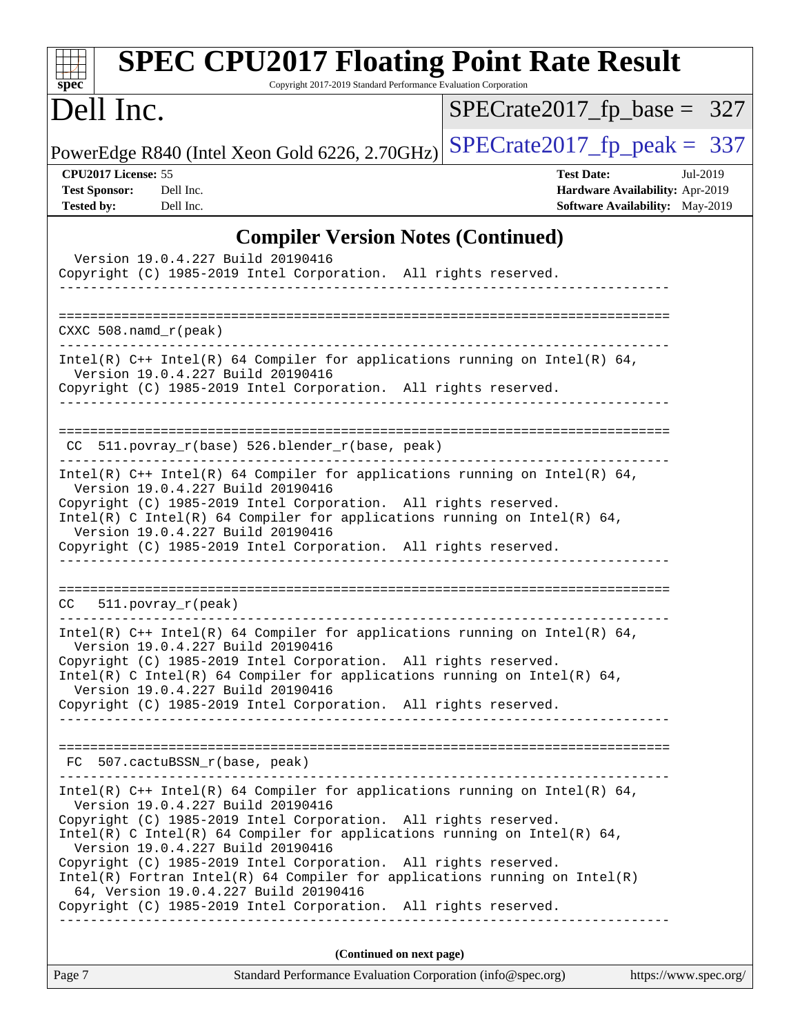## Compiler Version Notes (Continued)

```
  Version 19.0.4.227 Build 20190416
Copyright (C) 1985-2019 Intel Corporation.  All rights reserved.
------------------------------------------------------------------------------

==============================================================================
CXXC 508.namd_r(peak)
------------------------------------------------------------------------------
Intel(R) C++ Intel(R) 64 Compiler for applications running on Intel(R) 64,
  Version 19.0.4.227 Build 20190416
Copyright (C) 1985-2019 Intel Corporation.  All rights reserved.
------------------------------------------------------------------------------

==============================================================================
 CC  511.povray_r(base) 526.blender_r(base, peak)
------------------------------------------------------------------------------
Intel(R) C++ Intel(R) 64 Compiler for applications running on Intel(R) 64,
  Version 19.0.4.227 Build 20190416
Copyright (C) 1985-2019 Intel Corporation.  All rights reserved.
Intel(R) C Intel(R) 64 Compiler for applications running on Intel(R) 64,
  Version 19.0.4.227 Build 20190416
Copyright (C) 1985-2019 Intel Corporation.  All rights reserved.
------------------------------------------------------------------------------

==============================================================================
CC   511.povray_r(peak)
------------------------------------------------------------------------------
Intel(R) C++ Intel(R) 64 Compiler for applications running on Intel(R) 64,
  Version 19.0.4.227 Build 20190416
Copyright (C) 1985-2019 Intel Corporation.  All rights reserved.
Intel(R) C Intel(R) 64 Compiler for applications running on Intel(R) 64,
  Version 19.0.4.227 Build 20190416
Copyright (C) 1985-2019 Intel Corporation.  All rights reserved.
------------------------------------------------------------------------------

==============================================================================
 FC  507.cactuBSSN_r(base, peak)
------------------------------------------------------------------------------
Intel(R) C++ Intel(R) 64 Compiler for applications running on Intel(R) 64,
  Version 19.0.4.227 Build 20190416
Copyright (C) 1985-2019 Intel Corporation.  All rights reserved.
Intel(R) C Intel(R) 64 Compiler for applications running on Intel(R) 64,
  Version 19.0.4.227 Build 20190416
Copyright (C) 1985-2019 Intel Corporation.  All rights reserved.
Intel(R) Fortran Intel(R) 64 Compiler for applications running on Intel(R)
  64, Version 19.0.4.227 Build 20190416
Copyright (C) 1985-2019 Intel Corporation.  All rights reserved.
------------------------------------------------------------------------------
```

**(Continued on next page)**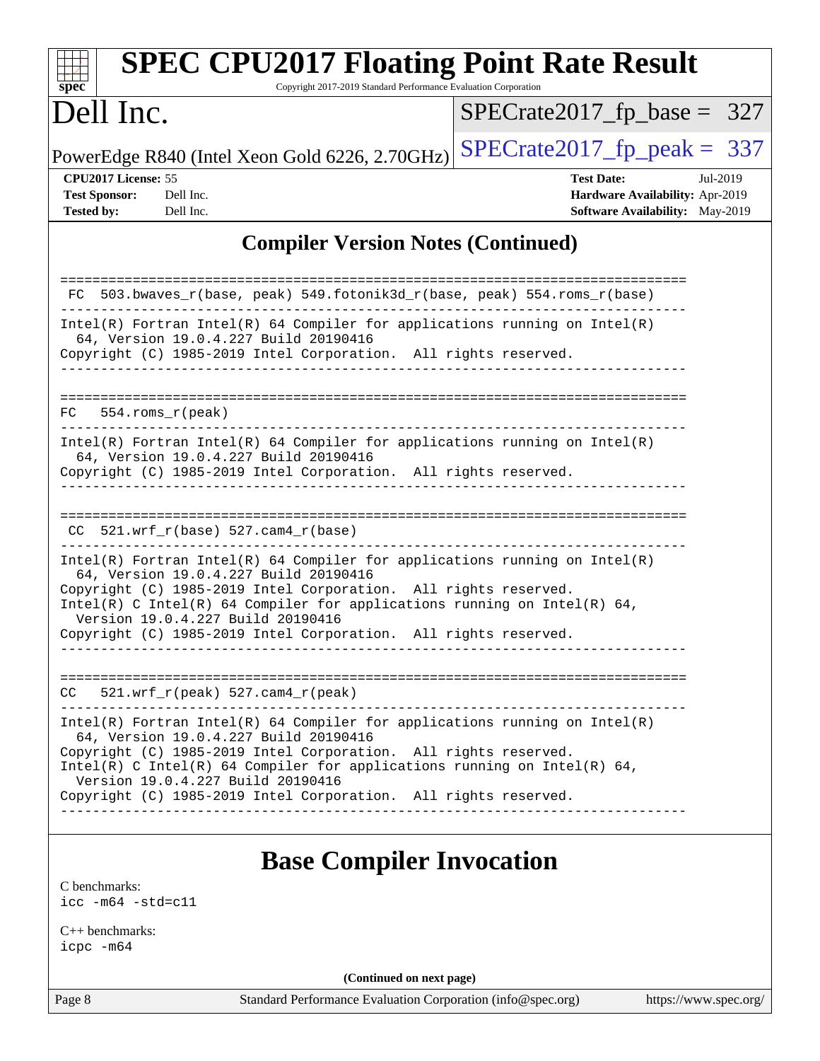## Compiler Version Notes (Continued)

```
==============================================================================
 FC  503.bwaves_r(base, peak) 549.fotonik3d_r(base, peak) 554.roms_r(base)
------------------------------------------------------------------------------
Intel(R) Fortran Intel(R) 64 Compiler for applications running on Intel(R)
  64, Version 19.0.4.227 Build 20190416
Copyright (C) 1985-2019 Intel Corporation.  All rights reserved.
------------------------------------------------------------------------------

==============================================================================
FC   554.roms_r(peak)
------------------------------------------------------------------------------
Intel(R) Fortran Intel(R) 64 Compiler for applications running on Intel(R)
  64, Version 19.0.4.227 Build 20190416
Copyright (C) 1985-2019 Intel Corporation.  All rights reserved.
------------------------------------------------------------------------------

==============================================================================
 CC  521.wrf_r(base) 527.cam4_r(base)
------------------------------------------------------------------------------
Intel(R) Fortran Intel(R) 64 Compiler for applications running on Intel(R)
  64, Version 19.0.4.227 Build 20190416
Copyright (C) 1985-2019 Intel Corporation.  All rights reserved.
Intel(R) C Intel(R) 64 Compiler for applications running on Intel(R) 64,
  Version 19.0.4.227 Build 20190416
Copyright (C) 1985-2019 Intel Corporation.  All rights reserved.
------------------------------------------------------------------------------

==============================================================================
CC   521.wrf_r(peak) 527.cam4_r(peak)
------------------------------------------------------------------------------
Intel(R) Fortran Intel(R) 64 Compiler for applications running on Intel(R)
  64, Version 19.0.4.227 Build 20190416
Copyright (C) 1985-2019 Intel Corporation.  All rights reserved.
Intel(R) C Intel(R) 64 Compiler for applications running on Intel(R) 64,
  Version 19.0.4.227 Build 20190416
Copyright (C) 1985-2019 Intel Corporation.  All rights reserved.
------------------------------------------------------------------------------
```

## Base Compiler Invocation

C benchmarks:
icc -m64 -std=c11

C++ benchmarks:
icpc -m64

**(Continued on next page)**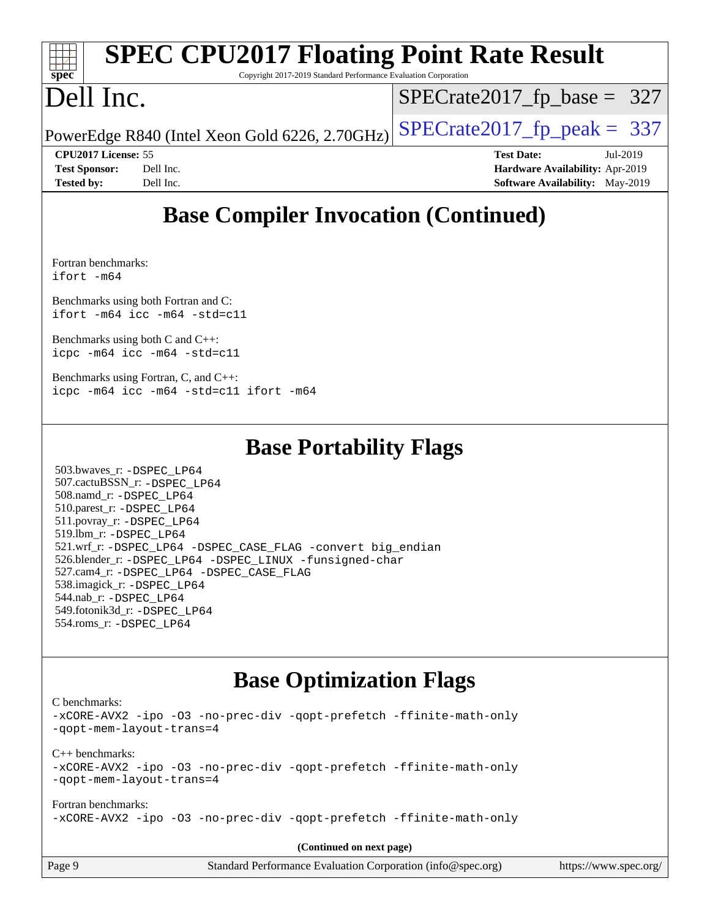# Base Compiler Invocation (Continued)

Fortran benchmarks:
```
ifort -m64
```

Benchmarks using both Fortran and C:
```
ifort -m64 icc -m64 -std=c11
```

Benchmarks using both C and C++:
```
icpc -m64 icc -m64 -std=c11
```

Benchmarks using Fortran, C, and C++:
```
icpc -m64 icc -m64 -std=c11 ifort -m64
```

# Base Portability Flags

503.bwaves_r: -DSPEC_LP64
507.cactuBSSN_r: -DSPEC_LP64
508.namd_r: -DSPEC_LP64
510.parest_r: -DSPEC_LP64
511.povray_r: -DSPEC_LP64
519.lbm_r: -DSPEC_LP64
521.wrf_r: -DSPEC_LP64 -DSPEC_CASE_FLAG -convert big_endian
526.blender_r: -DSPEC_LP64 -DSPEC_LINUX -funsigned-char
527.cam4_r: -DSPEC_LP64 -DSPEC_CASE_FLAG
538.imagick_r: -DSPEC_LP64
544.nab_r: -DSPEC_LP64
549.fotonik3d_r: -DSPEC_LP64
554.roms_r: -DSPEC_LP64

# Base Optimization Flags

C benchmarks:
```
-xCORE-AVX2 -ipo -O3 -no-prec-div -qopt-prefetch -ffinite-math-only
-qopt-mem-layout-trans=4
```

C++ benchmarks:
```
-xCORE-AVX2 -ipo -O3 -no-prec-div -qopt-prefetch -ffinite-math-only
-qopt-mem-layout-trans=4
```

Fortran benchmarks:
```
-xCORE-AVX2 -ipo -O3 -no-prec-div -qopt-prefetch -ffinite-math-only
```

**(Continued on next page)**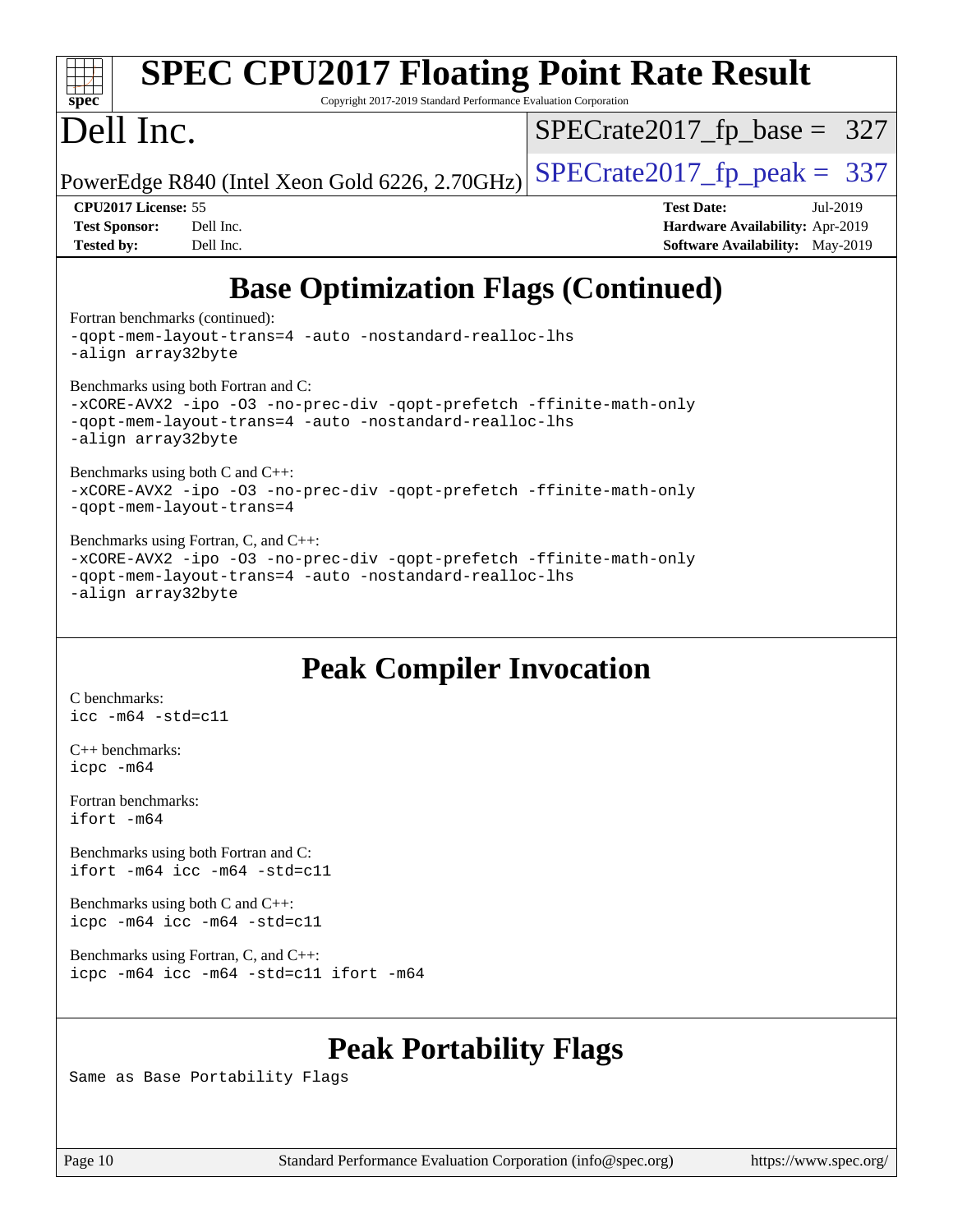## Base Optimization Flags (Continued)

Fortran benchmarks (continued):

```
-qopt-mem-layout-trans=4 -auto -nostandard-realloc-lhs
-align array32byte
```

Benchmarks using both Fortran and C:

```
-xCORE-AVX2 -ipo -O3 -no-prec-div -qopt-prefetch -ffinite-math-only
-qopt-mem-layout-trans=4 -auto -nostandard-realloc-lhs
-align array32byte
```

Benchmarks using both C and C++:

```
-xCORE-AVX2 -ipo -O3 -no-prec-div -qopt-prefetch -ffinite-math-only
-qopt-mem-layout-trans=4
```

Benchmarks using Fortran, C, and C++:

```
-xCORE-AVX2 -ipo -O3 -no-prec-div -qopt-prefetch -ffinite-math-only
-qopt-mem-layout-trans=4 -auto -nostandard-realloc-lhs
-align array32byte
```

## Peak Compiler Invocation

C benchmarks:

```
icc -m64 -std=c11
```

C++ benchmarks:

```
icpc -m64
```

Fortran benchmarks:

```
ifort -m64
```

Benchmarks using both Fortran and C:

```
ifort -m64 icc -m64 -std=c11
```

Benchmarks using both C and C++:

```
icpc -m64 icc -m64 -std=c11
```

Benchmarks using Fortran, C, and C++:

```
icpc -m64 icc -m64 -std=c11 ifort -m64
```

## Peak Portability Flags

Same as Base Portability Flags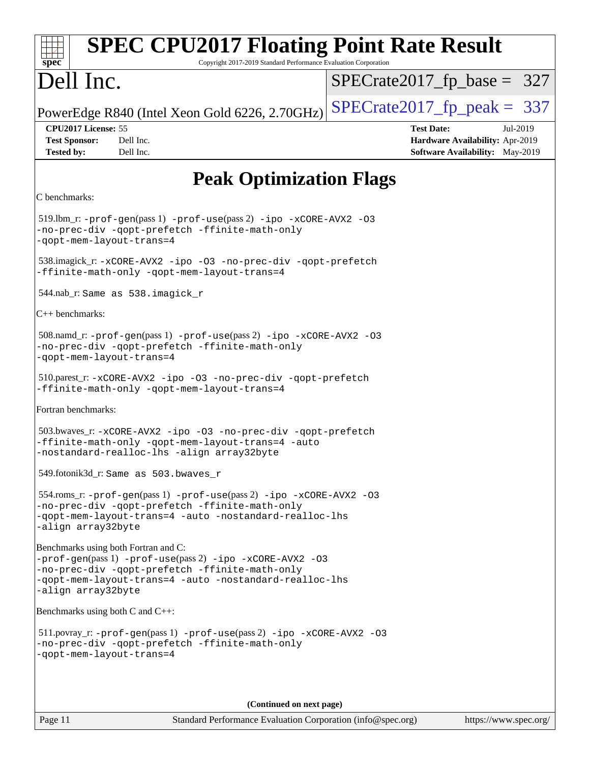# SPEC CPU2017 Floating Point Rate Result

Copyright 2017-2019 Standard Performance Evaluation Corporation

**Dell Inc.**

PowerEdge R840 (Intel Xeon Gold 6226, 2.70GHz)

SPECrate2017_fp_base = 327

SPECrate2017_fp_peak = 337

**CPU2017 License:** 55
**Test Sponsor:** Dell Inc.
**Tested by:** Dell Inc.

**Test Date:** Jul-2019
**Hardware Availability:** Apr-2019
**Software Availability:** May-2019

## Peak Optimization Flags

C benchmarks:

519.lbm_r: `-prof-gen`(pass 1) `-prof-use`(pass 2) `-ipo -xCORE-AVX2 -O3 -no-prec-div -qopt-prefetch -ffinite-math-only -qopt-mem-layout-trans=4`

538.imagick_r: `-xCORE-AVX2 -ipo -O3 -no-prec-div -qopt-prefetch -ffinite-math-only -qopt-mem-layout-trans=4`

544.nab_r: `Same as 538.imagick_r`

C++ benchmarks:

508.namd_r: `-prof-gen`(pass 1) `-prof-use`(pass 2) `-ipo -xCORE-AVX2 -O3 -no-prec-div -qopt-prefetch -ffinite-math-only -qopt-mem-layout-trans=4`

510.parest_r: `-xCORE-AVX2 -ipo -O3 -no-prec-div -qopt-prefetch -ffinite-math-only -qopt-mem-layout-trans=4`

Fortran benchmarks:

503.bwaves_r: `-xCORE-AVX2 -ipo -O3 -no-prec-div -qopt-prefetch -ffinite-math-only -qopt-mem-layout-trans=4 -auto -nostandard-realloc-lhs -align array32byte`

549.fotonik3d_r: `Same as 503.bwaves_r`

554.roms_r: `-prof-gen`(pass 1) `-prof-use`(pass 2) `-ipo -xCORE-AVX2 -O3 -no-prec-div -qopt-prefetch -ffinite-math-only -qopt-mem-layout-trans=4 -auto -nostandard-realloc-lhs -align array32byte`

Benchmarks using both Fortran and C:
`-prof-gen`(pass 1) `-prof-use`(pass 2) `-ipo -xCORE-AVX2 -O3 -no-prec-div -qopt-prefetch -ffinite-math-only -qopt-mem-layout-trans=4 -auto -nostandard-realloc-lhs -align array32byte`

Benchmarks using both C and C++:

511.povray_r: `-prof-gen`(pass 1) `-prof-use`(pass 2) `-ipo -xCORE-AVX2 -O3 -no-prec-div -qopt-prefetch -ffinite-math-only -qopt-mem-layout-trans=4`

**(Continued on next page)**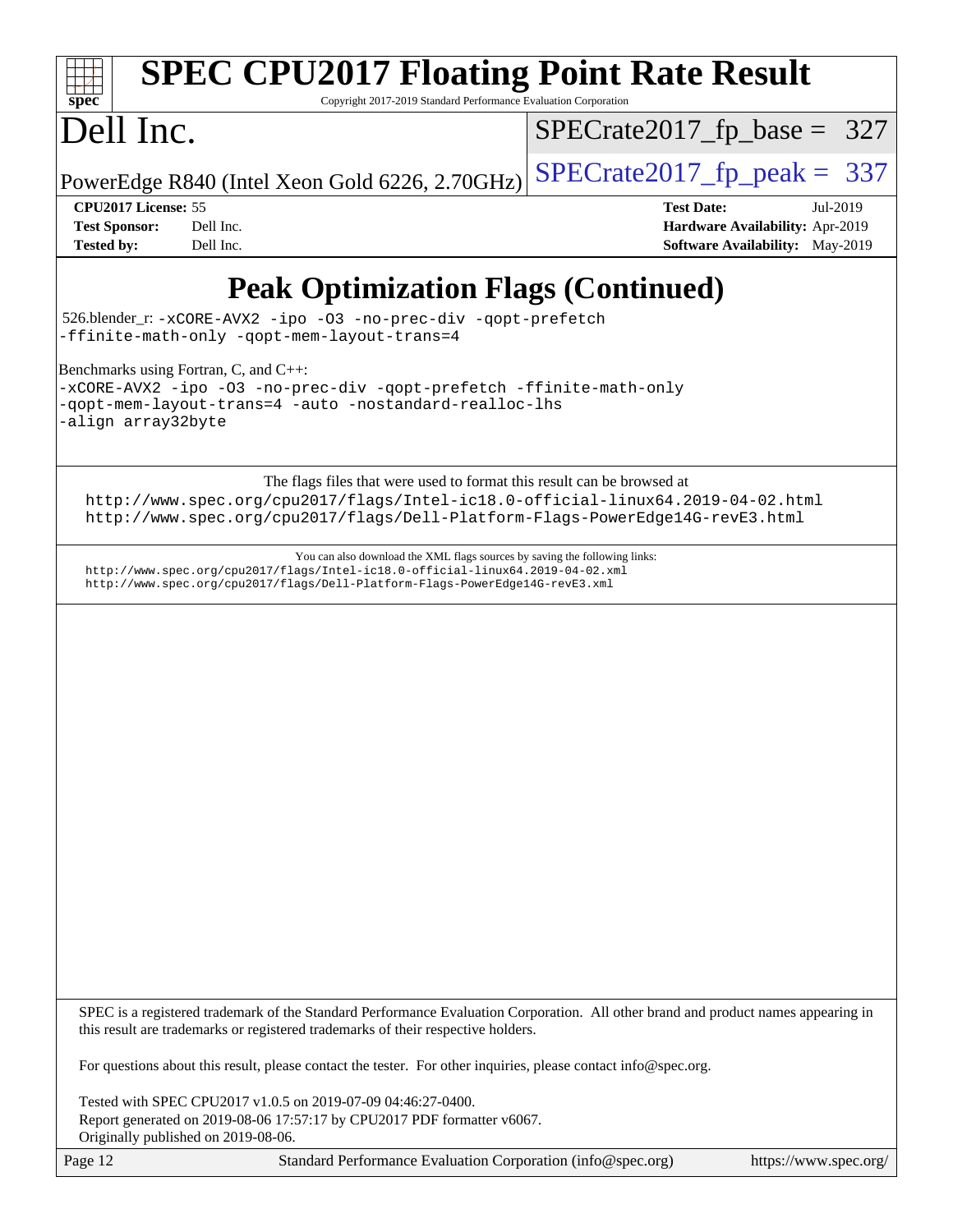# Peak Optimization Flags (Continued)

526.blender_r: -xCORE-AVX2 -ipo -O3 -no-prec-div -qopt-prefetch -ffinite-math-only -qopt-mem-layout-trans=4

Benchmarks using Fortran, C, and C++:
-xCORE-AVX2 -ipo -O3 -no-prec-div -qopt-prefetch -ffinite-math-only -qopt-mem-layout-trans=4 -auto -nostandard-realloc-lhs -align array32byte

The flags files that were used to format this result can be browsed at
http://www.spec.org/cpu2017/flags/Intel-ic18.0-official-linux64.2019-04-02.html
http://www.spec.org/cpu2017/flags/Dell-Platform-Flags-PowerEdge14G-revE3.html

You can also download the XML flags sources by saving the following links:
http://www.spec.org/cpu2017/flags/Intel-ic18.0-official-linux64.2019-04-02.xml
http://www.spec.org/cpu2017/flags/Dell-Platform-Flags-PowerEdge14G-revE3.xml

SPEC is a registered trademark of the Standard Performance Evaluation Corporation. All other brand and product names appearing in this result are trademarks or registered trademarks of their respective holders.

For questions about this result, please contact the tester. For other inquiries, please contact info@spec.org.

Tested with SPEC CPU2017 v1.0.5 on 2019-07-09 04:46:27-0400.
Report generated on 2019-08-06 17:57:17 by CPU2017 PDF formatter v6067.
Originally published on 2019-08-06.